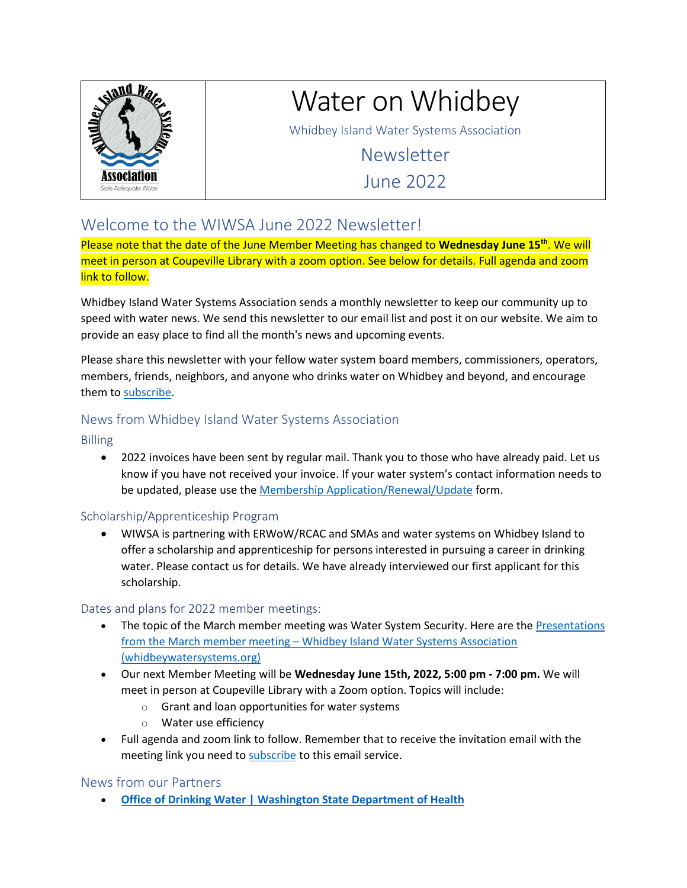# Water on Whidbey

Whidbey Island Water Systems Association

Newsletter

June 2022

## Welcome to the WIWSA June 2022 Newsletter!

Please note that the date of the June Member Meeting has changed to **Wednesday June 15th**. We will meet in person at Coupeville Library with a zoom option. See below for details. Full agenda and zoom link to follow.

Whidbey Island Water Systems Association sends a monthly newsletter to keep our community up to speed with water news. We send this newsletter to our email list and post it on our website. We aim to provide an easy place to find all the month's news and upcoming events.

Please share this newsletter with your fellow water system board members, commissioners, operators, members, friends, neighbors, and anyone who drinks water on Whidbey and beyond, and encourage them to subscribe.

### News from Whidbey Island Water Systems Association

#### Billing

- 2022 invoices have been sent by regular mail. Thank you to those who have already paid. Let us know if you have not received your invoice. If your water system's contact information needs to be updated, please use the Membership Application/Renewal/Update form.

#### Scholarship/Apprenticeship Program

- WIWSA is partnering with ERWoW/RCAC and SMAs and water systems on Whidbey Island to offer a scholarship and apprenticeship for persons interested in pursuing a career in drinking water. Please contact us for details. We have already interviewed our first applicant for this scholarship.

#### Dates and plans for 2022 member meetings:

- The topic of the March member meeting was Water System Security. Here are the Presentations from the March member meeting – Whidbey Island Water Systems Association (whidbeywatersystems.org)
- Our next Member Meeting will be **Wednesday June 15th, 2022, 5:00 pm - 7:00 pm.** We will meet in person at Coupeville Library with a Zoom option. Topics will include:
  - Grant and loan opportunities for water systems
  - Water use efficiency
- Full agenda and zoom link to follow. Remember that to receive the invitation email with the meeting link you need to subscribe to this email service.

### News from our Partners

- **Office of Drinking Water | Washington State Department of Health**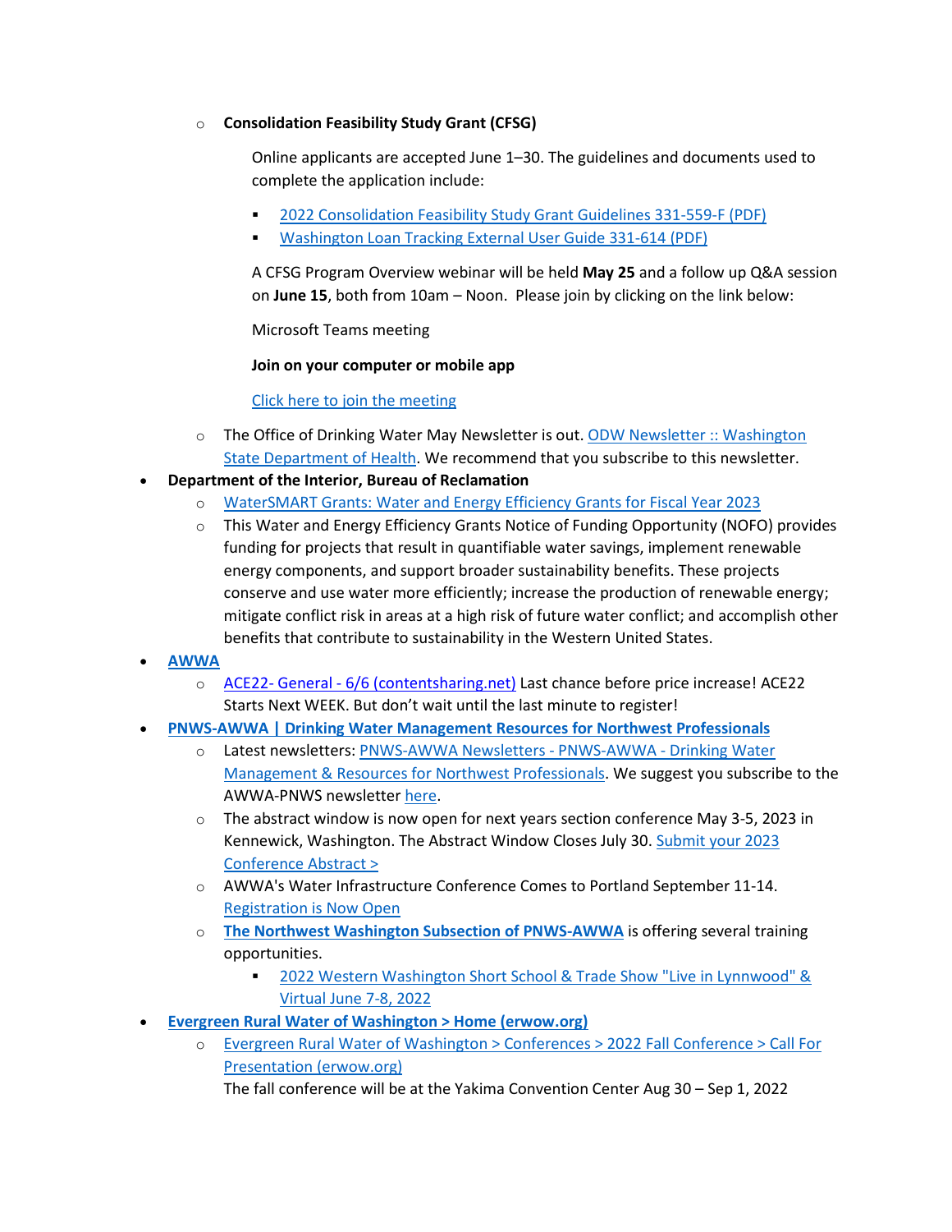- **Consolidation Feasibility Study Grant (CFSG)**

  Online applicants are accepted June 1–30. The guidelines and documents used to complete the application include:

  - 2022 Consolidation Feasibility Study Grant Guidelines 331-559-F (PDF)
  - Washington Loan Tracking External User Guide 331-614 (PDF)

  A CFSG Program Overview webinar will be held **May 25** and a follow up Q&A session on **June 15**, both from 10am – Noon. Please join by clicking on the link below:

  Microsoft Teams meeting

  **Join on your computer or mobile app**

  Click here to join the meeting

- The Office of Drinking Water May Newsletter is out. ODW Newsletter :: Washington State Department of Health. We recommend that you subscribe to this newsletter.

- **Department of the Interior, Bureau of Reclamation**
  - WaterSMART Grants: Water and Energy Efficiency Grants for Fiscal Year 2023
  - This Water and Energy Efficiency Grants Notice of Funding Opportunity (NOFO) provides funding for projects that result in quantifiable water savings, implement renewable energy components, and support broader sustainability benefits. These projects conserve and use water more efficiently; increase the production of renewable energy; mitigate conflict risk in areas at a high risk of future water conflict; and accomplish other benefits that contribute to sustainability in the Western United States.
- **AWWA**
  - ACE22- General - 6/6 (contentsharing.net) Last chance before price increase! ACE22 Starts Next WEEK. But don't wait until the last minute to register!
- **PNWS-AWWA | Drinking Water Management Resources for Northwest Professionals**
  - Latest newsletters: PNWS-AWWA Newsletters - PNWS-AWWA - Drinking Water Management & Resources for Northwest Professionals. We suggest you subscribe to the AWWA-PNWS newsletter here.
  - The abstract window is now open for next years section conference May 3-5, 2023 in Kennewick, Washington. The Abstract Window Closes July 30. Submit your 2023 Conference Abstract >
  - AWWA's Water Infrastructure Conference Comes to Portland September 11-14. Registration is Now Open
  - **The Northwest Washington Subsection of PNWS-AWWA** is offering several training opportunities.
    - 2022 Western Washington Short School & Trade Show "Live in Lynnwood" & Virtual June 7-8, 2022
- **Evergreen Rural Water of Washington > Home (erwow.org)**
  - Evergreen Rural Water of Washington > Conferences > 2022 Fall Conference > Call For Presentation (erwow.org)

    The fall conference will be at the Yakima Convention Center Aug 30 – Sep 1, 2022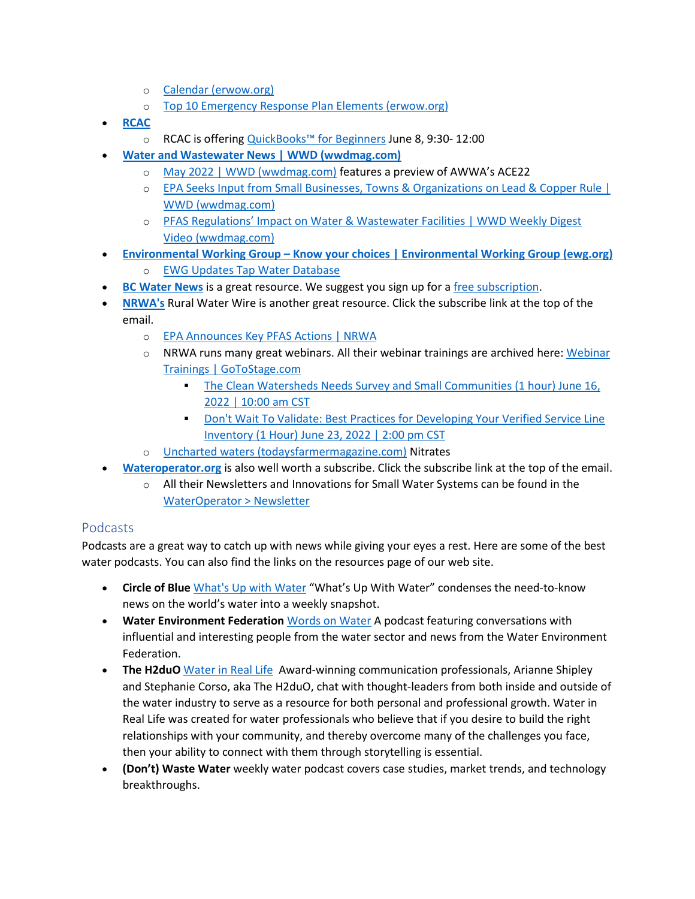- Calendar (erwow.org)
- Top 10 Emergency Response Plan Elements (erwow.org)

- **RCAC**
  - RCAC is offering QuickBooks™ for Beginners June 8, 9:30- 12:00
- **Water and Wastewater News | WWD (wwdmag.com)**
  - May 2022 | WWD (wwdmag.com) features a preview of AWWA's ACE22
  - EPA Seeks Input from Small Businesses, Towns & Organizations on Lead & Copper Rule | WWD (wwdmag.com)
  - PFAS Regulations' Impact on Water & Wastewater Facilities | WWD Weekly Digest Video (wwdmag.com)
- **Environmental Working Group – Know your choices | Environmental Working Group (ewg.org)**
  - EWG Updates Tap Water Database
- **BC Water News** is a great resource. We suggest you sign up for a free subscription.
- **NRWA's** Rural Water Wire is another great resource. Click the subscribe link at the top of the email.
  - EPA Announces Key PFAS Actions | NRWA
  - NRWA runs many great webinars. All their webinar trainings are archived here: Webinar Trainings | GoToStage.com
    - The Clean Watersheds Needs Survey and Small Communities (1 hour) June 16, 2022 | 10:00 am CST
    - Don't Wait To Validate: Best Practices for Developing Your Verified Service Line Inventory (1 Hour) June 23, 2022 | 2:00 pm CST
  - Uncharted waters (todaysfarmermagazine.com) Nitrates
- **Wateroperator.org** is also well worth a subscribe. Click the subscribe link at the top of the email.
  - All their Newsletters and Innovations for Small Water Systems can be found in the WaterOperator > Newsletter

## Podcasts

Podcasts are a great way to catch up with news while giving your eyes a rest. Here are some of the best water podcasts. You can also find the links on the resources page of our web site.

- **Circle of Blue** What's Up with Water "What's Up With Water" condenses the need-to-know news on the world's water into a weekly snapshot.
- **Water Environment Federation** Words on Water A podcast featuring conversations with influential and interesting people from the water sector and news from the Water Environment Federation.
- **The H2duO** Water in Real Life Award-winning communication professionals, Arianne Shipley and Stephanie Corso, aka The H2duO, chat with thought-leaders from both inside and outside of the water industry to serve as a resource for both personal and professional growth. Water in Real Life was created for water professionals who believe that if you desire to build the right relationships with your community, and thereby overcome many of the challenges you face, then your ability to connect with them through storytelling is essential.
- **(Don't) Waste Water** weekly water podcast covers case studies, market trends, and technology breakthroughs.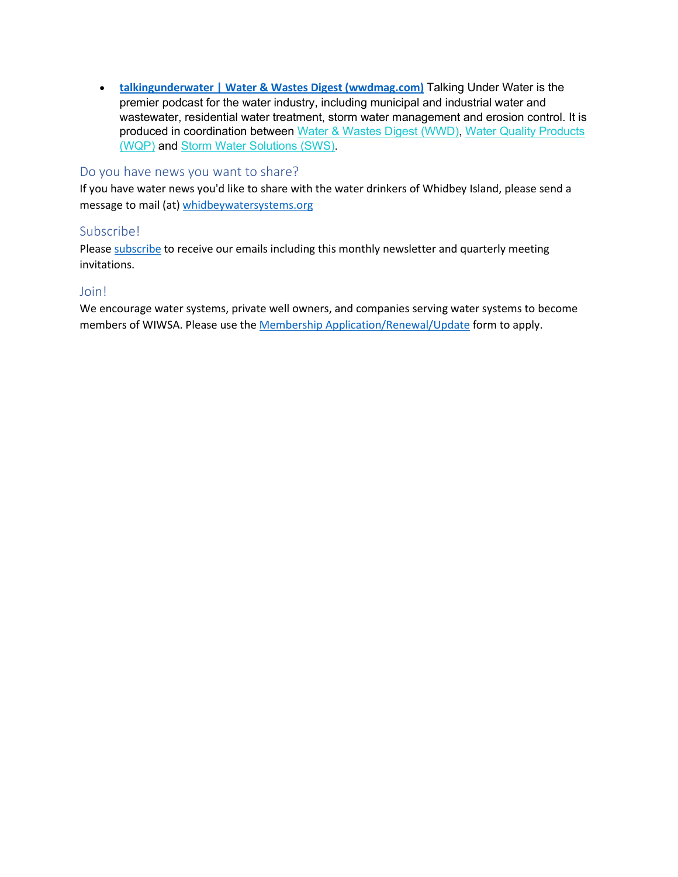- **talkingunderwater | Water & Wastes Digest (wwdmag.com)** Talking Under Water is the premier podcast for the water industry, including municipal and industrial water and wastewater, residential water treatment, storm water management and erosion control. It is produced in coordination between Water & Wastes Digest (WWD), Water Quality Products (WQP) and Storm Water Solutions (SWS).

## Do you have news you want to share?

If you have water news you'd like to share with the water drinkers of Whidbey Island, please send a message to mail (at) whidbeywatersystems.org

## Subscribe!

Please subscribe to receive our emails including this monthly newsletter and quarterly meeting invitations.

## Join!

We encourage water systems, private well owners, and companies serving water systems to become members of WIWSA. Please use the Membership Application/Renewal/Update form to apply.